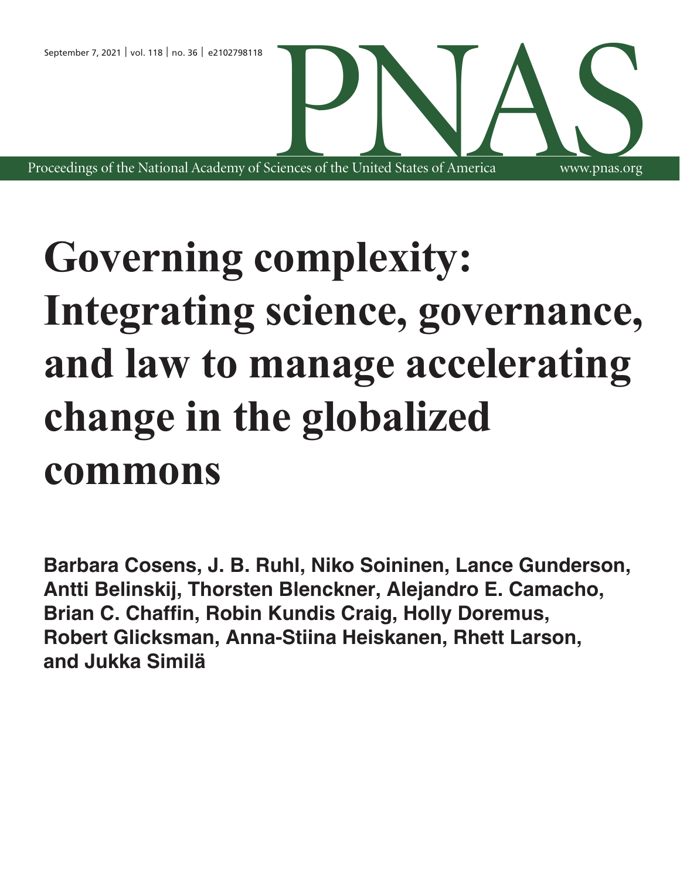# Governing complexity: Integrating science, governance, and law to manage accelerating change in the globalized commons

**Barbara Cosens, J. B. Ruhl, Niko Soininen, Lance Gunderson, Antti Belinskij, Thorsten Blenckner, Alejandro E. Camacho, Brian C. Chaffin, Robin Kundis Craig, Holly Doremus, Robert Glicksman, Anna-Stiina Heiskanen, Rhett Larson, and Jukka Similä**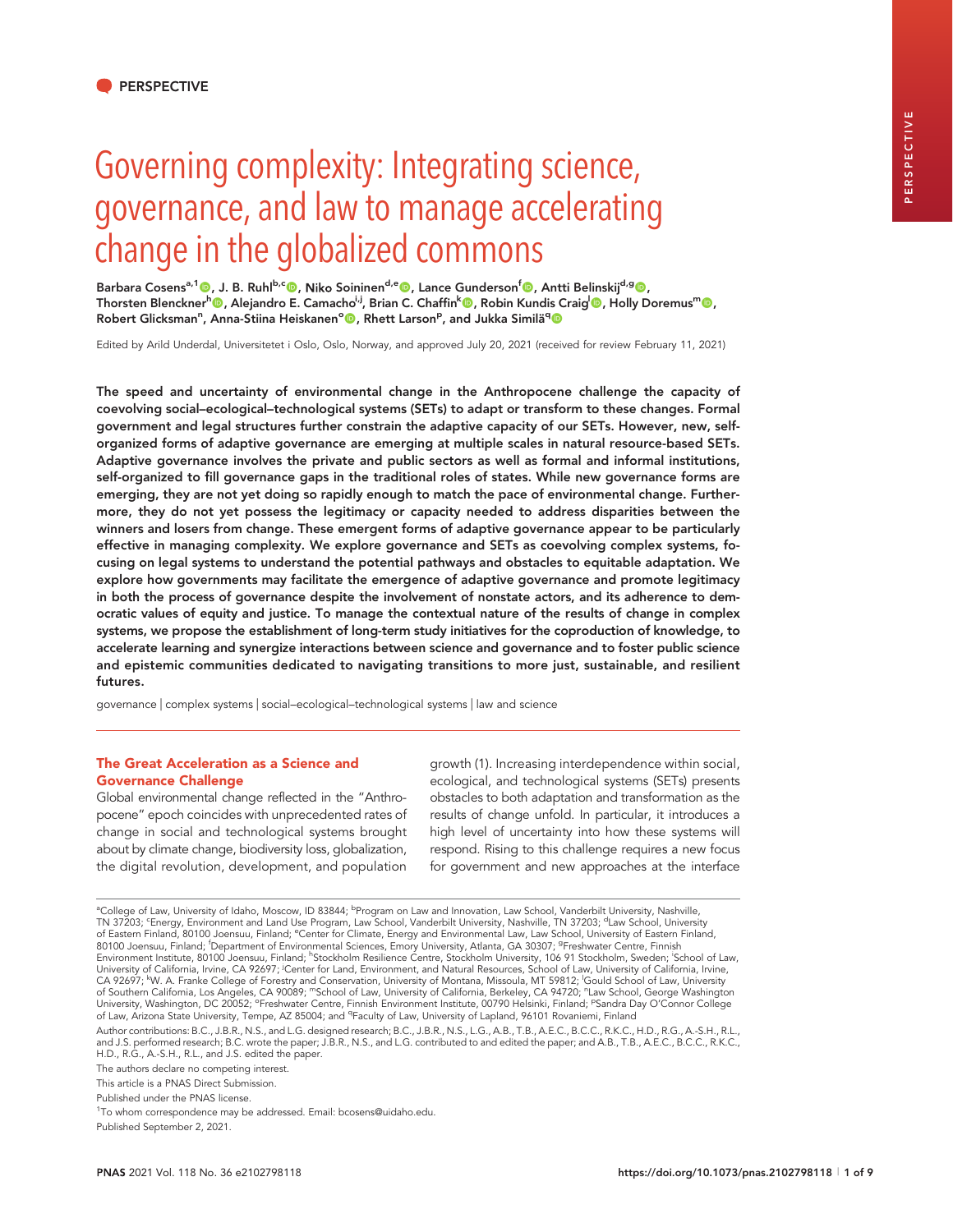# Governing complexity: Integrating science, governance, and law to manage accelerating change in the globalized commons

Barbara Cosens[a,1], J. B. Ruhl[b,c], Niko Soininen[d,e], Lance Gunderson[f], Antti Belinskij[d,g], Thorsten Blenckner[h], Alejandro E. Camacho[i,j], Brian C. Chaffin[k], Robin Kundis Craig[l], Holly Doremus[m], Robert Glicksman[n], Anna-Stiina Heiskanen[o], Rhett Larson[p], and Jukka Similä[q]

Edited by Arild Underdal, Universitetet i Oslo, Oslo, Norway, and approved July 20, 2021 (received for review February 11, 2021)

**The speed and uncertainty of environmental change in the Anthropocene challenge the capacity of coevolving social–ecological–technological systems (SETs) to adapt or transform to these changes. Formal government and legal structures further constrain the adaptive capacity of our SETs. However, new, self-organized forms of adaptive governance are emerging at multiple scales in natural resource-based SETs. Adaptive governance involves the private and public sectors as well as formal and informal institutions, self-organized to fill governance gaps in the traditional roles of states. While new governance forms are emerging, they are not yet doing so rapidly enough to match the pace of environmental change. Furthermore, they do not yet possess the legitimacy or capacity needed to address disparities between the winners and losers from change. These emergent forms of adaptive governance appear to be particularly effective in managing complexity. We explore governance and SETs as coevolving complex systems, focusing on legal systems to understand the potential pathways and obstacles to equitable adaptation. We explore how governments may facilitate the emergence of adaptive governance and promote legitimacy in both the process of governance despite the involvement of nonstate actors, and its adherence to democratic values of equity and justice. To manage the contextual nature of the results of change in complex systems, we propose the establishment of long-term study initiatives for the coproduction of knowledge, to accelerate learning and synergize interactions between science and governance and to foster public science and epistemic communities dedicated to navigating transitions to more just, sustainable, and resilient futures.**

governance | complex systems | social–ecological–technological systems | law and science

## The Great Acceleration as a Science and Governance Challenge

Global environmental change reflected in the "Anthropocene" epoch coincides with unprecedented rates of change in social and technological systems brought about by climate change, biodiversity loss, globalization, the digital revolution, development, and population growth (1). Increasing interdependence within social, ecological, and technological systems (SETs) presents obstacles to both adaptation and transformation as the results of change unfold. In particular, it introduces a high level of uncertainty into how these systems will respond. Rising to this challenge requires a new focus for government and new approaches at the interface

[a]College of Law, University of Idaho, Moscow, ID 83844; [b]Program on Law and Innovation, Law School, Vanderbilt University, Nashville, TN 37203; [c]Energy, Environment and Land Use Program, Law School, Vanderbilt University, Nashville, TN 37203; [d]Law School, University of Eastern Finland, 80100 Joensuu, Finland; [e]Center for Climate, Energy and Environmental Law, Law School, University of Eastern Finland, 80100 Joensuu, Finland; [f]Department of Environmental Sciences, Emory University, Atlanta, GA 30307; [g]Freshwater Centre, Finnish Environment Institute, 80100 Joensuu, Finland; [h]Stockholm Resilience Centre, Stockholm University, 106 91 Stockholm, Sweden; [i]School of Law, University of California, Irvine, CA 92697; [j]Center for Land, Environment, and Natural Resources, School of Law, University of California, Irvine, CA 92697; [k]W. A. Franke College of Forestry and Conservation, University of Montana, Missoula, MT 59812; [l]Gould School of Law, University of Southern California, Los Angeles, CA 90089; [m]School of Law, University of California, Berkeley, CA 94720; [n]Law School, George Washington University, Washington, DC 20052; [o]Freshwater Centre, Finnish Environment Institute, 00790 Helsinki, Finland; [p]Sandra Day O'Connor College of Law, Arizona State University, Tempe, AZ 85004; and [q]Faculty of Law, University of Lapland, 96101 Rovaniemi, Finland

Author contributions: B.C., J.B.R., N.S., and L.G. designed research; B.C., J.B.R., N.S., L.G., A.B., T.B., A.E.C., B.C.C., R.K.C., H.D., R.G., A.-S.H., R.L., and J.S. performed research; B.C. wrote the paper; J.B.R., N.S., and L.G. contributed to and edited the paper; and A.B., T.B., A.E.C., B.C.C., R.K.C., H.D., R.G., A.-S.H., R.L., and J.S. edited the paper.

The authors declare no competing interest.

This article is a PNAS Direct Submission.

Published under the PNAS license.

[1]To whom correspondence may be addressed. Email: bcosens@uidaho.edu.

Published September 2, 2021.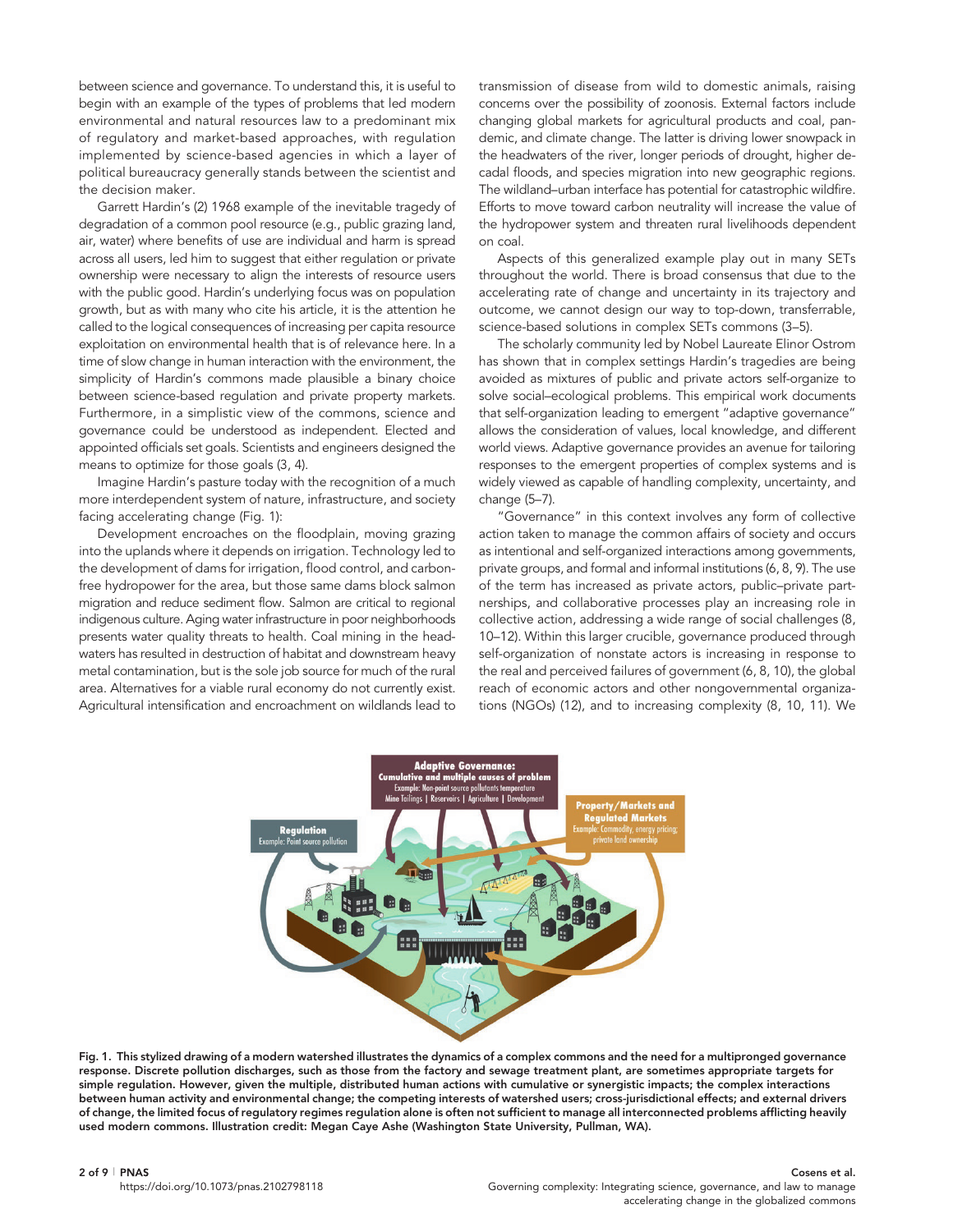between science and governance. To understand this, it is useful to begin with an example of the types of problems that led modern environmental and natural resources law to a predominant mix of regulatory and market-based approaches, with regulation implemented by science-based agencies in which a layer of political bureaucracy generally stands between the scientist and the decision maker.

Garrett Hardin's (2) 1968 example of the inevitable tragedy of degradation of a common pool resource (e.g., public grazing land, air, water) where benefits of use are individual and harm is spread across all users, led him to suggest that either regulation or private ownership were necessary to align the interests of resource users with the public good. Hardin's underlying focus was on population growth, but as with many who cite his article, it is the attention he called to the logical consequences of increasing per capita resource exploitation on environmental health that is of relevance here. In a time of slow change in human interaction with the environment, the simplicity of Hardin's commons made plausible a binary choice between science-based regulation and private property markets. Furthermore, in a simplistic view of the commons, science and governance could be understood as independent. Elected and appointed officials set goals. Scientists and engineers designed the means to optimize for those goals (3, 4).

Imagine Hardin's pasture today with the recognition of a much more interdependent system of nature, infrastructure, and society facing accelerating change (Fig. 1):

Development encroaches on the floodplain, moving grazing into the uplands where it depends on irrigation. Technology led to the development of dams for irrigation, flood control, and carbon-free hydropower for the area, but those same dams block salmon migration and reduce sediment flow. Salmon are critical to regional indigenous culture. Aging water infrastructure in poor neighborhoods presents water quality threats to health. Coal mining in the headwaters has resulted in destruction of habitat and downstream heavy metal contamination, but is the sole job source for much of the rural area. Alternatives for a viable rural economy do not currently exist. Agricultural intensification and encroachment on wildlands lead to transmission of disease from wild to domestic animals, raising concerns over the possibility of zoonosis. External factors include changing global markets for agricultural products and coal, pandemic, and climate change. The latter is driving lower snowpack in the headwaters of the river, longer periods of drought, higher decadal floods, and species migration into new geographic regions. The wildland–urban interface has potential for catastrophic wildfire. Efforts to move toward carbon neutrality will increase the value of the hydropower system and threaten rural livelihoods dependent on coal.

Aspects of this generalized example play out in many SETs throughout the world. There is broad consensus that due to the accelerating rate of change and uncertainty in its trajectory and outcome, we cannot design our way to top-down, transferrable, science-based solutions in complex SETs commons (3–5).

The scholarly community led by Nobel Laureate Elinor Ostrom has shown that in complex settings Hardin's tragedies are being avoided as mixtures of public and private actors self-organize to solve social–ecological problems. This empirical work documents that self-organization leading to emergent "adaptive governance" allows the consideration of values, local knowledge, and different world views. Adaptive governance provides an avenue for tailoring responses to the emergent properties of complex systems and is widely viewed as capable of handling complexity, uncertainty, and change (5–7).

"Governance" in this context involves any form of collective action taken to manage the common affairs of society and occurs as intentional and self-organized interactions among governments, private groups, and formal and informal institutions (6, 8, 9). The use of the term has increased as private actors, public–private partnerships, and collaborative processes play an increasing role in collective action, addressing a wide range of social challenges (8, 10–12). Within this larger crucible, governance produced through self-organization of nonstate actors is increasing in response to the real and perceived failures of government (6, 8, 10), the global reach of economic actors and other nongovernmental organizations (NGOs) (12), and to increasing complexity (8, 10, 11). We

**Fig. 1.** This stylized drawing of a modern watershed illustrates the dynamics of a complex commons and the need for a multipronged governance response. Discrete pollution discharges, such as those from the factory and sewage treatment plant, are sometimes appropriate targets for simple regulation. However, given the multiple, distributed human actions with cumulative or synergistic impacts; the complex interactions between human activity and environmental change; the competing interests of watershed users; cross-jurisdictional effects; and external drivers of change, the limited focus of regulatory regimes regulation alone is often not sufficient to manage all interconnected problems afflicting heavily used modern commons. Illustration credit: Megan Caye Ashe (Washington State University, Pullman, WA).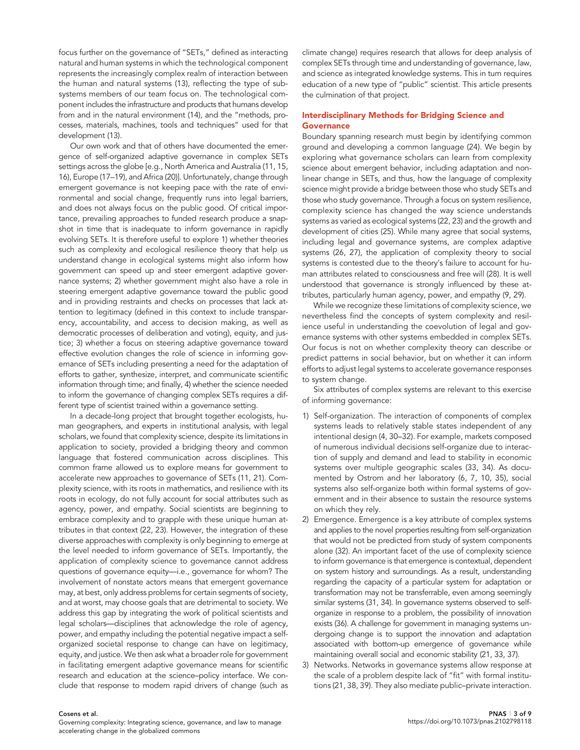focus further on the governance of "SETs," defined as interacting natural and human systems in which the technological component represents the increasingly complex realm of interaction between the human and natural systems (13), reflecting the type of subsystems members of our team focus on. The technological component includes the infrastructure and products that humans develop from and in the natural environment (14), and the "methods, processes, materials, machines, tools and techniques" used for that development (13).

Our own work and that of others have documented the emergence of self-organized adaptive governance in complex SETs settings across the globe [e.g., North America and Australia (11, 15, 16), Europe (17–19), and Africa (20)]. Unfortunately, change through emergent governance is not keeping pace with the rate of environmental and social change, frequently runs into legal barriers, and does not always focus on the public good. Of critical importance, prevailing approaches to funded research produce a snapshot in time that is inadequate to inform governance in rapidly evolving SETs. It is therefore useful to explore 1) whether theories such as complexity and ecological resilience theory that help us understand change in ecological systems might also inform how government can speed up and steer emergent adaptive governance systems; 2) whether government might also have a role in steering emergent adaptive governance toward the public good and in providing restraints and checks on processes that lack attention to legitimacy (defined in this context to include transparency, accountability, and access to decision making, as well as democratic processes of deliberation and voting), equity, and justice; 3) whether a focus on steering adaptive governance toward effective evolution changes the role of science in informing governance of SETs including presenting a need for the adaptation of efforts to gather, synthesize, interpret, and communicate scientific information through time; and finally, 4) whether the science needed to inform the governance of changing complex SETs requires a different type of scientist trained within a governance setting.

In a decade-long project that brought together ecologists, human geographers, and experts in institutional analysis, with legal scholars, we found that complexity science, despite its limitations in application to society, provided a bridging theory and common language that fostered communication across disciplines. This common frame allowed us to explore means for government to accelerate new approaches to governance of SETs (11, 21). Complexity science, with its roots in mathematics, and resilience with its roots in ecology, do not fully account for social attributes such as agency, power, and empathy. Social scientists are beginning to embrace complexity and to grapple with these unique human attributes in that context (22, 23). However, the integration of these diverse approaches with complexity is only beginning to emerge at the level needed to inform governance of SETs. Importantly, the application of complexity science to governance cannot address questions of governance equity—i.e., governance for whom? The involvement of nonstate actors means that emergent governance may, at best, only address problems for certain segments of society, and at worst, may choose goals that are detrimental to society. We address this gap by integrating the work of political scientists and legal scholars—disciplines that acknowledge the role of agency, power, and empathy including the potential negative impact a self-organized societal response to change can have on legitimacy, equity, and justice. We then ask what a broader role for government in facilitating emergent adaptive governance means for scientific research and education at the science–policy interface. We conclude that response to modern rapid drivers of change (such as climate change) requires research that allows for deep analysis of complex SETs through time and understanding of governance, law, and science as integrated knowledge systems. This in turn requires education of a new type of "public" scientist. This article presents the culmination of that project.

## Interdisciplinary Methods for Bridging Science and Governance

Boundary spanning research must begin by identifying common ground and developing a common language (24). We begin by exploring what governance scholars can learn from complexity science about emergent behavior, including adaptation and nonlinear change in SETs, and thus, how the language of complexity science might provide a bridge between those who study SETs and those who study governance. Through a focus on system resilience, complexity science has changed the way science understands systems as varied as ecological systems (22, 23) and the growth and development of cities (25). While many agree that social systems, including legal and governance systems, are complex adaptive systems (26, 27), the application of complexity theory to social systems is contested due to the theory's failure to account for human attributes related to consciousness and free will (28). It is well understood that governance is strongly influenced by these attributes, particularly human agency, power, and empathy (9, 29).

While we recognize these limitations of complexity science, we nevertheless find the concepts of system complexity and resilience useful in understanding the coevolution of legal and governance systems with other systems embedded in complex SETs. Our focus is not on whether complexity theory can describe or predict patterns in social behavior, but on whether it can inform efforts to adjust legal systems to accelerate governance responses to system change.

Six attributes of complex systems are relevant to this exercise of informing governance:

1) Self-organization. The interaction of components of complex systems leads to relatively stable states independent of any intentional design (4, 30–32). For example, markets composed of numerous individual decisions self-organize due to interaction of supply and demand and lead to stability in economic systems over multiple geographic scales (33, 34). As documented by Ostrom and her laboratory (6, 7, 10, 35), social systems also self-organize both within formal systems of government and in their absence to sustain the resource systems on which they rely.
2) Emergence. Emergence is a key attribute of complex systems and applies to the novel properties resulting from self-organization that would not be predicted from study of system components alone (32). An important facet of the use of complexity science to inform governance is that emergence is contextual, dependent on system history and surroundings. As a result, understanding regarding the capacity of a particular system for adaptation or transformation may not be transferrable, even among seemingly similar systems (31, 34). In governance systems observed to self-organize in response to a problem, the possibility of innovation exists (36). A challenge for government in managing systems undergoing change is to support the innovation and adaptation associated with bottom-up emergence of governance while maintaining overall social and economic stability (21, 33, 37).
3) Networks. Networks in governance systems allow response at the scale of a problem despite lack of "fit" with formal institutions (21, 38, 39). They also mediate public–private interaction.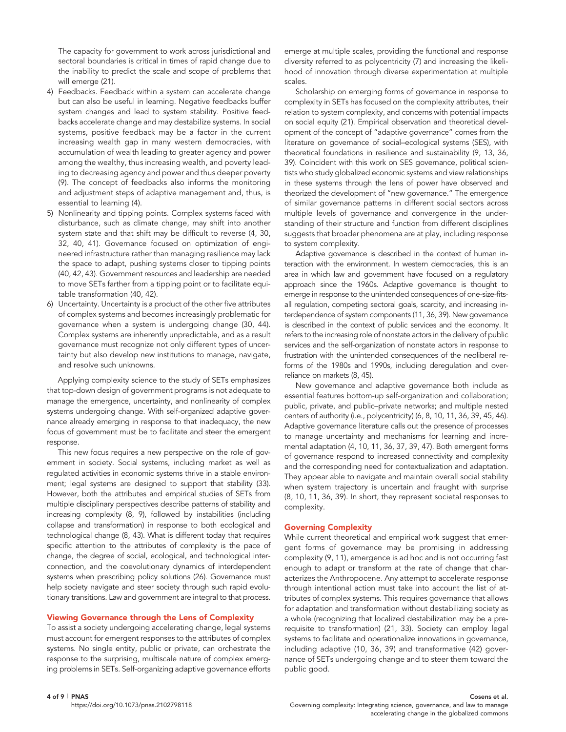The capacity for government to work across jurisdictional and sectoral boundaries is critical in times of rapid change due to the inability to predict the scale and scope of problems that will emerge (21).

4) Feedbacks. Feedback within a system can accelerate change but can also be useful in learning. Negative feedbacks buffer system changes and lead to system stability. Positive feedbacks accelerate change and may destabilize systems. In social systems, positive feedback may be a factor in the current increasing wealth gap in many western democracies, with accumulation of wealth leading to greater agency and power among the wealthy, thus increasing wealth, and poverty leading to decreasing agency and power and thus deeper poverty (9). The concept of feedbacks also informs the monitoring and adjustment steps of adaptive management and, thus, is essential to learning (4).
5) Nonlinearity and tipping points. Complex systems faced with disturbance, such as climate change, may shift into another system state and that shift may be difficult to reverse (4, 30, 32, 40, 41). Governance focused on optimization of engineered infrastructure rather than managing resilience may lack the space to adapt, pushing systems closer to tipping points (40, 42, 43). Government resources and leadership are needed to move SETs farther from a tipping point or to facilitate equitable transformation (40, 42).
6) Uncertainty. Uncertainty is a product of the other five attributes of complex systems and becomes increasingly problematic for governance when a system is undergoing change (30, 44). Complex systems are inherently unpredictable, and as a result governance must recognize not only different types of uncertainty but also develop new institutions to manage, navigate, and resolve such unknowns.

Applying complexity science to the study of SETs emphasizes that top-down design of government programs is not adequate to manage the emergence, uncertainty, and nonlinearity of complex systems undergoing change. With self-organized adaptive governance already emerging in response to that inadequacy, the new focus of government must be to facilitate and steer the emergent response.

This new focus requires a new perspective on the role of government in society. Social systems, including market as well as regulated activities in economic systems thrive in a stable environment; legal systems are designed to support that stability (33). However, both the attributes and empirical studies of SETs from multiple disciplinary perspectives describe patterns of stability and increasing complexity (8, 9), followed by instabilities (including collapse and transformation) in response to both ecological and technological change (8, 43). What is different today that requires specific attention to the attributes of complexity is the pace of change, the degree of social, ecological, and technological interconnection, and the coevolutionary dynamics of interdependent systems when prescribing policy solutions (26). Governance must help society navigate and steer society through such rapid evolutionary transitions. Law and government are integral to that process.

## Viewing Governance through the Lens of Complexity

To assist a society undergoing accelerating change, legal systems must account for emergent responses to the attributes of complex systems. No single entity, public or private, can orchestrate the response to the surprising, multiscale nature of complex emerging problems in SETs. Self-organizing adaptive governance efforts emerge at multiple scales, providing the functional and response diversity referred to as polycentricity (7) and increasing the likelihood of innovation through diverse experimentation at multiple scales.

Scholarship on emerging forms of governance in response to complexity in SETs has focused on the complexity attributes, their relation to system complexity, and concerns with potential impacts on social equity (21). Empirical observation and theoretical development of the concept of "adaptive governance" comes from the literature on governance of social–ecological systems (SES), with theoretical foundations in resilience and sustainability (9, 13, 36, 39). Coincident with this work on SES governance, political scientists who study globalized economic systems and view relationships in these systems through the lens of power have observed and theorized the development of "new governance." The emergence of similar governance patterns in different social sectors across multiple levels of governance and convergence in the understanding of their structure and function from different disciplines suggests that broader phenomena are at play, including response to system complexity.

Adaptive governance is described in the context of human interaction with the environment. In western democracies, this is an area in which law and government have focused on a regulatory approach since the 1960s. Adaptive governance is thought to emerge in response to the unintended consequences of one-size-fits-all regulation, competing sectoral goals, scarcity, and increasing interdependence of system components (11, 36, 39). New governance is described in the context of public services and the economy. It refers to the increasing role of nonstate actors in the delivery of public services and the self-organization of nonstate actors in response to frustration with the unintended consequences of the neoliberal reforms of the 1980s and 1990s, including deregulation and overreliance on markets (8, 45).

New governance and adaptive governance both include as essential features bottom-up self-organization and collaboration; public, private, and public–private networks; and multiple nested centers of authority (i.e., polycentricity) (6, 8, 10, 11, 36, 39, 45, 46). Adaptive governance literature calls out the presence of processes to manage uncertainty and mechanisms for learning and incremental adaptation (4, 10, 11, 36, 37, 39, 47). Both emergent forms of governance respond to increased connectivity and complexity and the corresponding need for contextualization and adaptation. They appear able to navigate and maintain overall social stability when system trajectory is uncertain and fraught with surprise (8, 10, 11, 36, 39). In short, they represent societal responses to complexity.

## Governing Complexity

While current theoretical and empirical work suggest that emergent forms of governance may be promising in addressing complexity (9, 11), emergence is ad hoc and is not occurring fast enough to adapt or transform at the rate of change that characterizes the Anthropocene. Any attempt to accelerate response through intentional action must take into account the list of attributes of complex systems. This requires governance that allows for adaptation and transformation without destabilizing society as a whole (recognizing that localized destabilization may be a prerequisite to transformation) (21, 33). Society can employ legal systems to facilitate and operationalize innovations in governance, including adaptive (10, 36, 39) and transformative (42) governance of SETs undergoing change and to steer them toward the public good.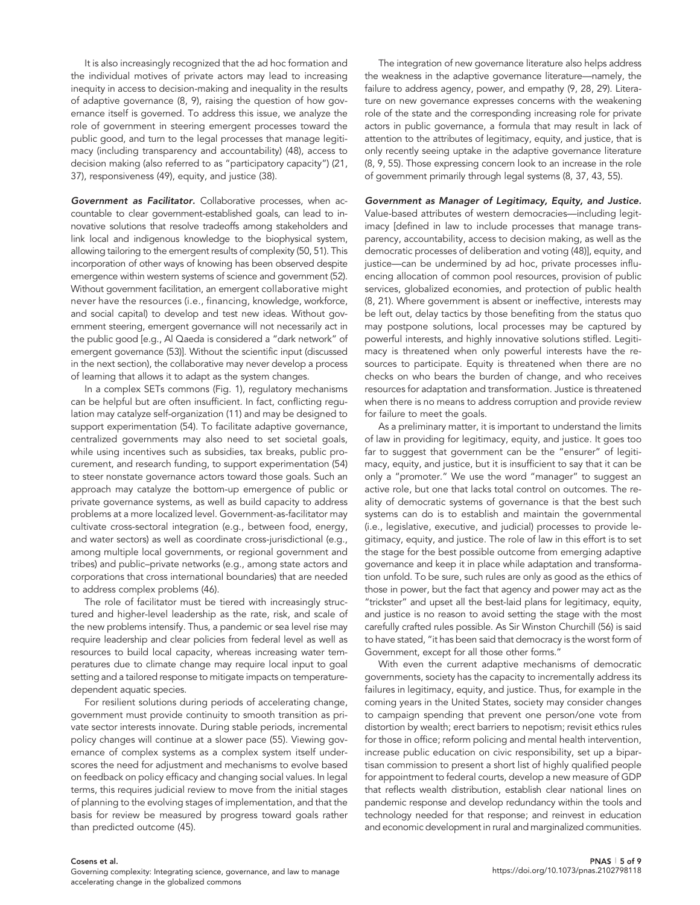It is also increasingly recognized that the ad hoc formation and the individual motives of private actors may lead to increasing inequity in access to decision-making and inequality in the results of adaptive governance (8, 9), raising the question of how governance itself is governed. To address this issue, we analyze the role of government in steering emergent processes toward the public good, and turn to the legal processes that manage legitimacy (including transparency and accountability) (48), access to decision making (also referred to as "participatory capacity") (21, 37), responsiveness (49), equity, and justice (38).

***Government as Facilitator.*** Collaborative processes, when accountable to clear government-established goals, can lead to innovative solutions that resolve tradeoffs among stakeholders and link local and indigenous knowledge to the biophysical system, allowing tailoring to the emergent results of complexity (50, 51). This incorporation of other ways of knowing has been observed despite emergence within western systems of science and government (52). Without government facilitation, an emergent collaborative might never have the resources (i.e., financing, knowledge, workforce, and social capital) to develop and test new ideas. Without government steering, emergent governance will not necessarily act in the public good [e.g., Al Qaeda is considered a "dark network" of emergent governance (53)]. Without the scientific input (discussed in the next section), the collaborative may never develop a process of learning that allows it to adapt as the system changes.

In a complex SETs commons (Fig. 1), regulatory mechanisms can be helpful but are often insufficient. In fact, conflicting regulation may catalyze self-organization (11) and may be designed to support experimentation (54). To facilitate adaptive governance, centralized governments may also need to set societal goals, while using incentives such as subsidies, tax breaks, public procurement, and research funding, to support experimentation (54) to steer nonstate governance actors toward those goals. Such an approach may catalyze the bottom-up emergence of public or private governance systems, as well as build capacity to address problems at a more localized level. Government-as-facilitator may cultivate cross-sectoral integration (e.g., between food, energy, and water sectors) as well as coordinate cross-jurisdictional (e.g., among multiple local governments, or regional government and tribes) and public–private networks (e.g., among state actors and corporations that cross international boundaries) that are needed to address complex problems (46).

The role of facilitator must be tiered with increasingly structured and higher-level leadership as the rate, risk, and scale of the new problems intensify. Thus, a pandemic or sea level rise may require leadership and clear policies from federal level as well as resources to build local capacity, whereas increasing water temperatures due to climate change may require local input to goal setting and a tailored response to mitigate impacts on temperature-dependent aquatic species.

For resilient solutions during periods of accelerating change, government must provide continuity to smooth transition as private sector interests innovate. During stable periods, incremental policy changes will continue at a slower pace (55). Viewing governance of complex systems as a complex system itself underscores the need for adjustment and mechanisms to evolve based on feedback on policy efficacy and changing social values. In legal terms, this requires judicial review to move from the initial stages of planning to the evolving stages of implementation, and that the basis for review be measured by progress toward goals rather than predicted outcome (45).

The integration of new governance literature also helps address the weakness in the adaptive governance literature—namely, the failure to address agency, power, and empathy (9, 28, 29). Literature on new governance expresses concerns with the weakening role of the state and the corresponding increasing role for private actors in public governance, a formula that may result in lack of attention to the attributes of legitimacy, equity, and justice, that is only recently seeing uptake in the adaptive governance literature (8, 9, 55). Those expressing concern look to an increase in the role of government primarily through legal systems (8, 37, 43, 55).

***Government as Manager of Legitimacy, Equity, and Justice.*** Value-based attributes of western democracies—including legitimacy [defined in law to include processes that manage transparency, accountability, access to decision making, as well as the democratic processes of deliberation and voting (48)], equity, and justice—can be undermined by ad hoc, private processes influencing allocation of common pool resources, provision of public services, globalized economies, and protection of public health (8, 21). Where government is absent or ineffective, interests may be left out, delay tactics by those benefiting from the status quo may postpone solutions, local processes may be captured by powerful interests, and highly innovative solutions stifled. Legitimacy is threatened when only powerful interests have the resources to participate. Equity is threatened when there are no checks on who bears the burden of change, and who receives resources for adaptation and transformation. Justice is threatened when there is no means to address corruption and provide review for failure to meet the goals.

As a preliminary matter, it is important to understand the limits of law in providing for legitimacy, equity, and justice. It goes too far to suggest that government can be the "ensurer" of legitimacy, equity, and justice, but it is insufficient to say that it can be only a "promoter." We use the word "manager" to suggest an active role, but one that lacks total control on outcomes. The reality of democratic systems of governance is that the best such systems can do is to establish and maintain the governmental (i.e., legislative, executive, and judicial) processes to provide legitimacy, equity, and justice. The role of law in this effort is to set the stage for the best possible outcome from emerging adaptive governance and keep it in place while adaptation and transformation unfold. To be sure, such rules are only as good as the ethics of those in power, but the fact that agency and power may act as the "trickster" and upset all the best-laid plans for legitimacy, equity, and justice is no reason to avoid setting the stage with the most carefully crafted rules possible. As Sir Winston Churchill (56) is said to have stated, "it has been said that democracy is the worst form of Government, except for all those other forms."

With even the current adaptive mechanisms of democratic governments, society has the capacity to incrementally address its failures in legitimacy, equity, and justice. Thus, for example in the coming years in the United States, society may consider changes to campaign spending that prevent one person/one vote from distortion by wealth; erect barriers to nepotism; revisit ethics rules for those in office; reform policing and mental health intervention, increase public education on civic responsibility, set up a bipartisan commission to present a short list of highly qualified people for appointment to federal courts, develop a new measure of GDP that reflects wealth distribution, establish clear national lines on pandemic response and develop redundancy within the tools and technology needed for that response; and reinvest in education and economic development in rural and marginalized communities.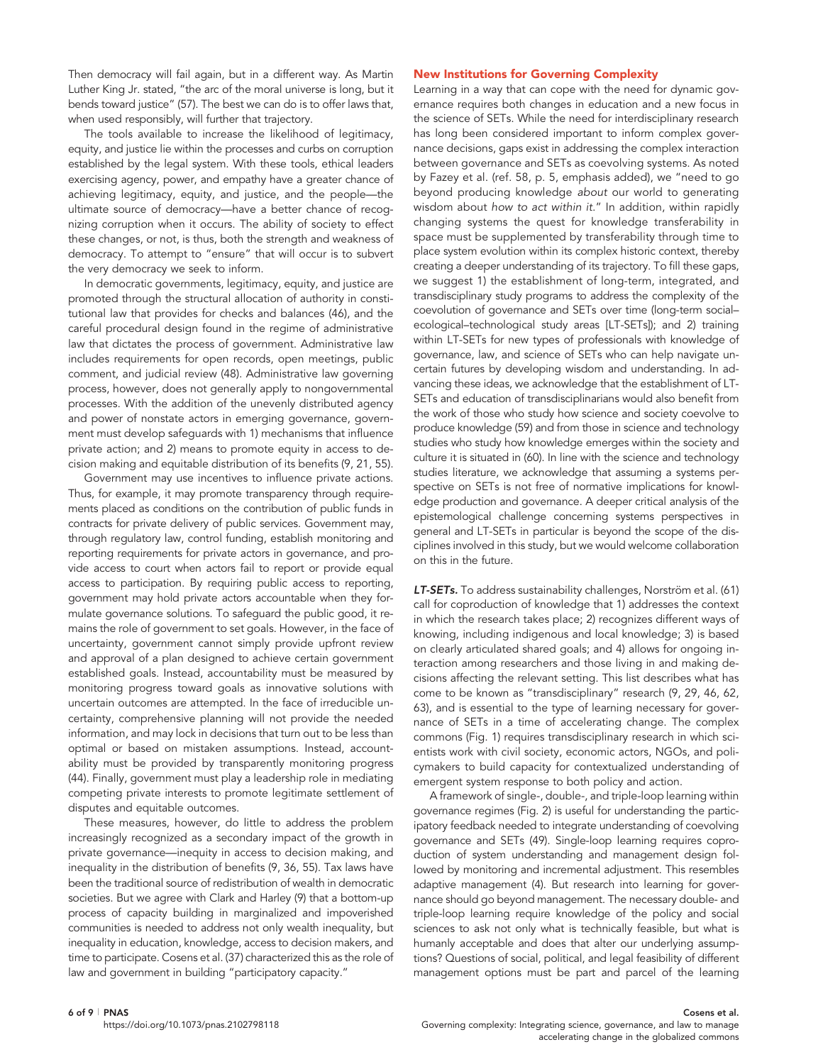Then democracy will fail again, but in a different way. As Martin Luther King Jr. stated, "the arc of the moral universe is long, but it bends toward justice" (57). The best we can do is to offer laws that, when used responsibly, will further that trajectory.

The tools available to increase the likelihood of legitimacy, equity, and justice lie within the processes and curbs on corruption established by the legal system. With these tools, ethical leaders exercising agency, power, and empathy have a greater chance of achieving legitimacy, equity, and justice, and the people—the ultimate source of democracy—have a better chance of recognizing corruption when it occurs. The ability of society to effect these changes, or not, is thus, both the strength and weakness of democracy. To attempt to "ensure" that will occur is to subvert the very democracy we seek to inform.

In democratic governments, legitimacy, equity, and justice are promoted through the structural allocation of authority in constitutional law that provides for checks and balances (46), and the careful procedural design found in the regime of administrative law that dictates the process of government. Administrative law includes requirements for open records, open meetings, public comment, and judicial review (48). Administrative law governing process, however, does not generally apply to nongovernmental processes. With the addition of the unevenly distributed agency and power of nonstate actors in emerging governance, government must develop safeguards with 1) mechanisms that influence private action; and 2) means to promote equity in access to decision making and equitable distribution of its benefits (9, 21, 55).

Government may use incentives to influence private actions. Thus, for example, it may promote transparency through requirements placed as conditions on the contribution of public funds in contracts for private delivery of public services. Government may, through regulatory law, control funding, establish monitoring and reporting requirements for private actors in governance, and provide access to court when actors fail to report or provide equal access to participation. By requiring public access to reporting, government may hold private actors accountable when they formulate governance solutions. To safeguard the public good, it remains the role of government to set goals. However, in the face of uncertainty, government cannot simply provide upfront review and approval of a plan designed to achieve certain government established goals. Instead, accountability must be measured by monitoring progress toward goals as innovative solutions with uncertain outcomes are attempted. In the face of irreducible uncertainty, comprehensive planning will not provide the needed information, and may lock in decisions that turn out to be less than optimal or based on mistaken assumptions. Instead, accountability must be provided by transparently monitoring progress (44). Finally, government must play a leadership role in mediating competing private interests to promote legitimate settlement of disputes and equitable outcomes.

These measures, however, do little to address the problem increasingly recognized as a secondary impact of the growth in private governance—inequity in access to decision making, and inequality in the distribution of benefits (9, 36, 55). Tax laws have been the traditional source of redistribution of wealth in democratic societies. But we agree with Clark and Harley (9) that a bottom-up process of capacity building in marginalized and impoverished communities is needed to address not only wealth inequality, but inequality in education, knowledge, access to decision makers, and time to participate. Cosens et al. (37) characterized this as the role of law and government in building "participatory capacity."

## New Institutions for Governing Complexity

Learning in a way that can cope with the need for dynamic governance requires both changes in education and a new focus in the science of SETs. While the need for interdisciplinary research has long been considered important to inform complex governance decisions, gaps exist in addressing the complex interaction between governance and SETs as coevolving systems. As noted by Fazey et al. (ref. 58, p. 5, emphasis added), we "need to go beyond producing knowledge *about* our world to generating wisdom about *how to act within it*." In addition, within rapidly changing systems the quest for knowledge transferability in space must be supplemented by transferability through time to place system evolution within its complex historic context, thereby creating a deeper understanding of its trajectory. To fill these gaps, we suggest 1) the establishment of long-term, integrated, and transdisciplinary study programs to address the complexity of the coevolution of governance and SETs over time (long-term social–ecological–technological study areas [LT-SETs]); and 2) training within LT-SETs for new types of professionals with knowledge of governance, law, and science of SETs who can help navigate uncertain futures by developing wisdom and understanding. In advancing these ideas, we acknowledge that the establishment of LT-SETs and education of transdisciplinarians would also benefit from the work of those who study how science and society coevolve to produce knowledge (59) and from those in science and technology studies who study how knowledge emerges within the society and culture it is situated in (60). In line with the science and technology studies literature, we acknowledge that assuming a systems perspective on SETs is not free of normative implications for knowledge production and governance. A deeper critical analysis of the epistemological challenge concerning systems perspectives in general and LT-SETs in particular is beyond the scope of the disciplines involved in this study, but we would welcome collaboration on this in the future.

***LT-SETs.*** To address sustainability challenges, Norström et al. (61) call for coproduction of knowledge that 1) addresses the context in which the research takes place; 2) recognizes different ways of knowing, including indigenous and local knowledge; 3) is based on clearly articulated shared goals; and 4) allows for ongoing interaction among researchers and those living in and making decisions affecting the relevant setting. This list describes what has come to be known as "transdisciplinary" research (9, 29, 46, 62, 63), and is essential to the type of learning necessary for governance of SETs in a time of accelerating change. The complex commons (Fig. 1) requires transdisciplinary research in which scientists work with civil society, economic actors, NGOs, and policymakers to build capacity for contextualized understanding of emergent system response to both policy and action.

A framework of single-, double-, and triple-loop learning within governance regimes (Fig. 2) is useful for understanding the participatory feedback needed to integrate understanding of coevolving governance and SETs (49). Single-loop learning requires coproduction of system understanding and management design followed by monitoring and incremental adjustment. This resembles adaptive management (4). But research into learning for governance should go beyond management. The necessary double- and triple-loop learning require knowledge of the policy and social sciences to ask not only what is technically feasible, but what is humanly acceptable and does that alter our underlying assumptions? Questions of social, political, and legal feasibility of different management options must be part and parcel of the learning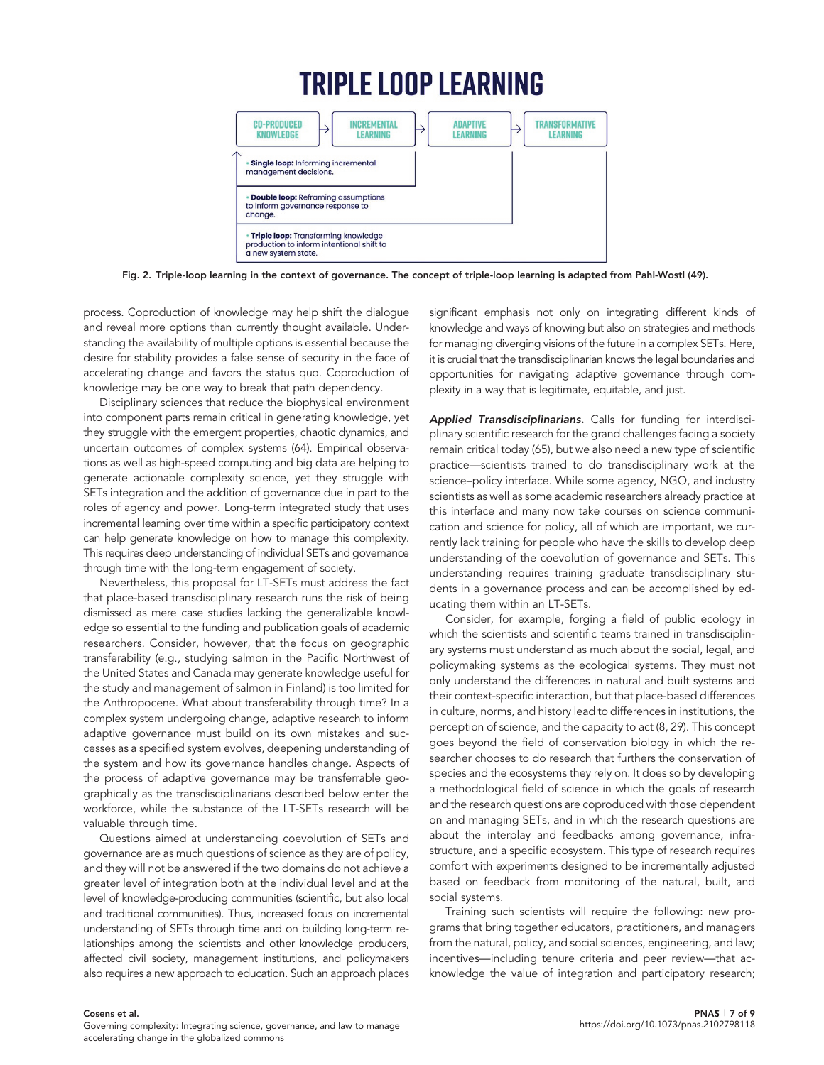# TRIPLE LOOP LEARNING

CO-PRODUCED KNOWLEDGE → INCREMENTAL LEARNING → ADAPTIVE LEARNING → TRANSFORMATIVE LEARNING

- **Single loop:** Informing incremental management decisions.
- **Double loop:** Reframing assumptions to inform governance response to change.
- **Triple loop:** Transforming knowledge production to inform intentional shift to a new system state.

**Fig. 2. Triple-loop learning in the context of governance. The concept of triple-loop learning is adapted from Pahl-Wostl (49).**

process. Coproduction of knowledge may help shift the dialogue and reveal more options than currently thought available. Understanding the availability of multiple options is essential because the desire for stability provides a false sense of security in the face of accelerating change and favors the status quo. Coproduction of knowledge may be one way to break that path dependency.

Disciplinary sciences that reduce the biophysical environment into component parts remain critical in generating knowledge, yet they struggle with the emergent properties, chaotic dynamics, and uncertain outcomes of complex systems (64). Empirical observations as well as high-speed computing and big data are helping to generate actionable complexity science, yet they struggle with SETs integration and the addition of governance due in part to the roles of agency and power. Long-term integrated study that uses incremental learning over time within a specific participatory context can help generate knowledge on how to manage this complexity. This requires deep understanding of individual SETs and governance through time with the long-term engagement of society.

Nevertheless, this proposal for LT-SETs must address the fact that place-based transdisciplinary research runs the risk of being dismissed as mere case studies lacking the generalizable knowledge so essential to the funding and publication goals of academic researchers. Consider, however, that the focus on geographic transferability (e.g., studying salmon in the Pacific Northwest of the United States and Canada may generate knowledge useful for the study and management of salmon in Finland) is too limited for the Anthropocene. What about transferability through time? In a complex system undergoing change, adaptive research to inform adaptive governance must build on its own mistakes and successes as a specified system evolves, deepening understanding of the system and how its governance handles change. Aspects of the process of adaptive governance may be transferrable geographically as the transdisciplinarians described below enter the workforce, while the substance of the LT-SETs research will be valuable through time.

Questions aimed at understanding coevolution of SETs and governance are as much questions of science as they are of policy, and they will not be answered if the two domains do not achieve a greater level of integration both at the individual level and at the level of knowledge-producing communities (scientific, but also local and traditional communities). Thus, increased focus on incremental understanding of SETs through time and on building long-term relationships among the scientists and other knowledge producers, affected civil society, management institutions, and policymakers also requires a new approach to education. Such an approach places significant emphasis not only on integrating different kinds of knowledge and ways of knowing but also on strategies and methods for managing diverging visions of the future in a complex SETs. Here, it is crucial that the transdisciplinarian knows the legal boundaries and opportunities for navigating adaptive governance through complexity in a way that is legitimate, equitable, and just.

***Applied Transdisciplinarians.*** Calls for funding for interdisciplinary scientific research for the grand challenges facing a society remain critical today (65), but we also need a new type of scientific practice—scientists trained to do transdisciplinary work at the science–policy interface. While some agency, NGO, and industry scientists as well as some academic researchers already practice at this interface and many now take courses on science communication and science for policy, all of which are important, we currently lack training for people who have the skills to develop deep understanding of the coevolution of governance and SETs. This understanding requires training graduate transdisciplinary students in a governance process and can be accomplished by educating them within an LT-SETs.

Consider, for example, forging a field of public ecology in which the scientists and scientific teams trained in transdisciplinary systems must understand as much about the social, legal, and policymaking systems as the ecological systems. They must not only understand the differences in natural and built systems and their context-specific interaction, but that place-based differences in culture, norms, and history lead to differences in institutions, the perception of science, and the capacity to act (8, 29). This concept goes beyond the field of conservation biology in which the researcher chooses to do research that furthers the conservation of species and the ecosystems they rely on. It does so by developing a methodological field of science in which the goals of research and the research questions are coproduced with those dependent on and managing SETs, and in which the research questions are about the interplay and feedbacks among governance, infrastructure, and a specific ecosystem. This type of research requires comfort with experiments designed to be incrementally adjusted based on feedback from monitoring of the natural, built, and social systems.

Training such scientists will require the following: new programs that bring together educators, practitioners, and managers from the natural, policy, and social sciences, engineering, and law; incentives—including tenure criteria and peer review—that acknowledge the value of integration and participatory research;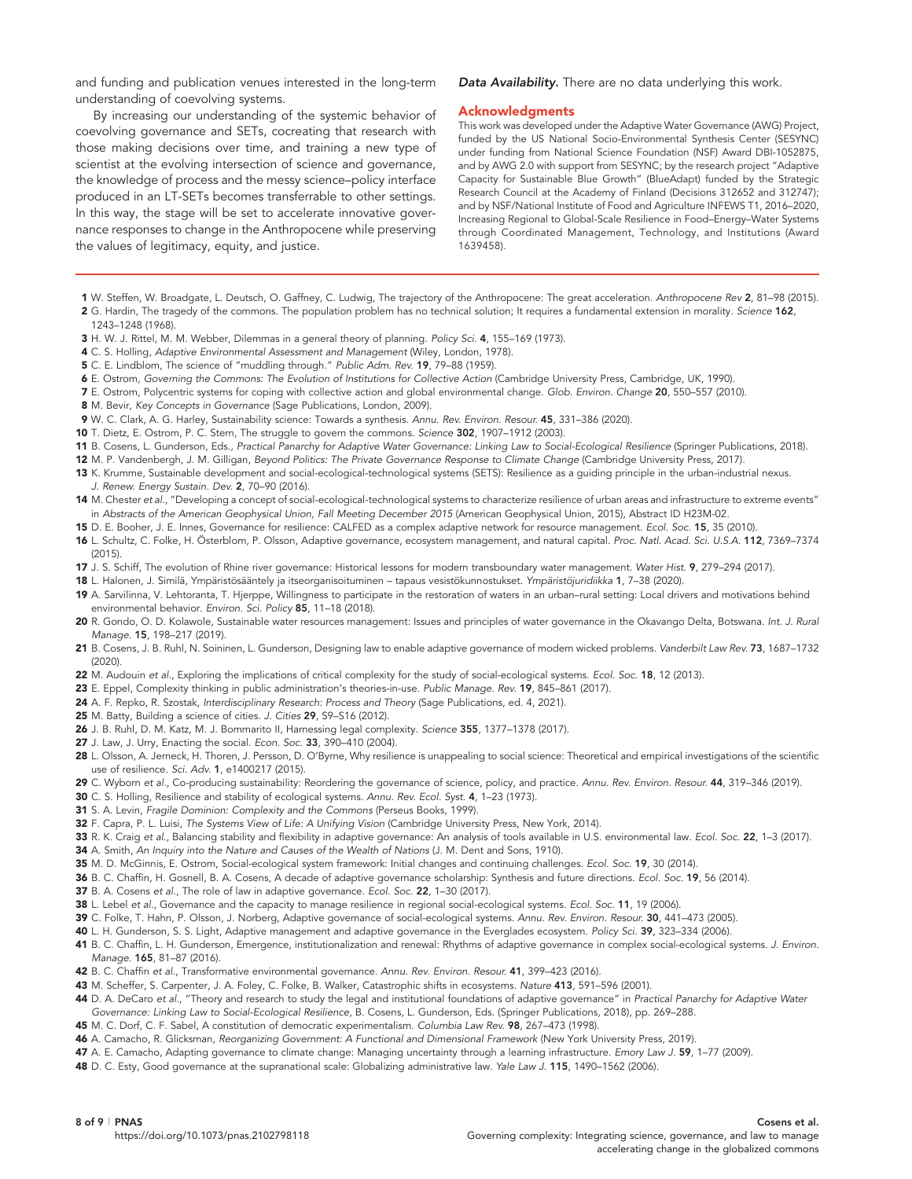and funding and publication venues interested in the long-term understanding of coevolving systems.

By increasing our understanding of the systemic behavior of coevolving governance and SETs, cocreating that research with those making decisions over time, and training a new type of scientist at the evolving intersection of science and governance, the knowledge of process and the messy science–policy interface produced in an LT-SETs becomes transferrable to other settings. In this way, the stage will be set to accelerate innovative governance responses to change in the Anthropocene while preserving the values of legitimacy, equity, and justice.

***Data Availability.*** There are no data underlying this work.

## Acknowledgments

This work was developed under the Adaptive Water Governance (AWG) Project, funded by the US National Socio-Environmental Synthesis Center (SESYNC) under funding from National Science Foundation (NSF) Award DBI-1052875, and by AWG 2.0 with support from SESYNC; by the research project "Adaptive Capacity for Sustainable Blue Growth" (BlueAdapt) funded by the Strategic Research Council at the Academy of Finland (Decisions 312652 and 312747); and by NSF/National Institute of Food and Agriculture INFEWS T1, 2016–2020, Increasing Regional to Global-Scale Resilience in Food–Energy–Water Systems through Coordinated Management, Technology, and Institutions (Award 1639458).

1 W. Steffen, W. Broadgate, L. Deutsch, O. Gaffney, C. Ludwig, The trajectory of the Anthropocene: The great acceleration. *Anthropocene Rev* **2**, 81–98 (2015).
2 G. Hardin, The tragedy of the commons. The population problem has no technical solution; It requires a fundamental extension in morality. *Science* **162**, 1243–1248 (1968).
3 H. W. J. Rittel, M. M. Webber, Dilemmas in a general theory of planning. *Policy Sci.* **4**, 155–169 (1973).
4 C. S. Holling, *Adaptive Environmental Assessment and Management* (Wiley, London, 1978).
5 C. E. Lindblom, The science of "muddling through." *Public Adm. Rev.* **19**, 79–88 (1959).
6 E. Ostrom, *Governing the Commons: The Evolution of Institutions for Collective Action* (Cambridge University Press, Cambridge, UK, 1990).
7 E. Ostrom, Polycentric systems for coping with collective action and global environmental change. *Glob. Environ. Change* **20**, 550–557 (2010).
8 M. Bevir, *Key Concepts in Governance* (Sage Publications, London, 2009).
9 W. C. Clark, A. G. Harley, Sustainability science: Towards a synthesis. *Annu. Rev. Environ. Resour.* **45**, 331–386 (2020).
10 T. Dietz, E. Ostrom, P. C. Stern, The struggle to govern the commons. *Science* **302**, 1907–1912 (2003).
11 B. Cosens, L. Gunderson, Eds., *Practical Panarchy for Adaptive Water Governance: Linking Law to Social-Ecological Resilience* (Springer Publications, 2018).
12 M. P. Vandenbergh, J. M. Gilligan, *Beyond Politics: The Private Governance Response to Climate Change* (Cambridge University Press, 2017).
13 K. Krumme, Sustainable development and social-ecological-technological systems (SETS): Resilience as a guiding principle in the urban-industrial nexus. *J. Renew. Energy Sustain. Dev.* **2**, 70–90 (2016).
14 M. Chester *et al.*, "Developing a concept of social-ecological-technological systems to characterize resilience of urban areas and infrastructure to extreme events" in *Abstracts of the American Geophysical Union, Fall Meeting December 2015* (American Geophysical Union, 2015), Abstract ID H23M-02.
15 D. E. Booher, J. E. Innes, Governance for resilience: CALFED as a complex adaptive network for resource management. *Ecol. Soc.* **15**, 35 (2010).
16 L. Schultz, C. Folke, H. Österblom, P. Olsson, Adaptive governance, ecosystem management, and natural capital. *Proc. Natl. Acad. Sci. U.S.A.* **112**, 7369–7374 (2015).
17 J. S. Schiff, The evolution of Rhine river governance: Historical lessons for modern transboundary water management. *Water Hist.* **9**, 279–294 (2017).
18 L. Halonen, J. Similä, Ympäristösääntely ja itseorganisoituminen – tapaus vesistökunnostukset. *Ympäristöjuridiikka* **1**, 7–38 (2020).
19 A. Sarvilinna, V. Lehtoranta, T. Hjerppe, Willingness to participate in the restoration of waters in an urban–rural setting: Local drivers and motivations behind environmental behavior. *Environ. Sci. Policy* **85**, 11–18 (2018).
20 R. Gondo, O. D. Kolawole, Sustainable water resources management: Issues and principles of water governance in the Okavango Delta, Botswana. *Int. J. Rural Manage.* **15**, 198–217 (2019).
21 B. Cosens, J. B. Ruhl, N. Soininen, L. Gunderson, Designing law to enable adaptive governance of modern wicked problems. *Vanderbilt Law Rev.* **73**, 1687–1732 (2020).
22 M. Audouin *et al.*, Exploring the implications of critical complexity for the study of social-ecological systems. *Ecol. Soc.* **18**, 12 (2013).
23 E. Eppel, Complexity thinking in public administration's theories-in-use. *Public Manage. Rev.* **19**, 845–861 (2017).
24 A. F. Repko, R. Szostak, *Interdisciplinary Research: Process and Theory* (Sage Publications, ed. 4, 2021).
25 M. Batty, Building a science of cities. *J. Cities* **29**, S9–S16 (2012).
26 J. B. Ruhl, D. M. Katz, M. J. Bommarito II, Harnessing legal complexity. *Science* **355**, 1377–1378 (2017).
27 J. Law, J. Urry, Enacting the social. *Econ. Soc.* **33**, 390–410 (2004).
28 L. Olsson, A. Jerneck, H. Thoren, J. Persson, D. O'Byrne, Why resilience is unappealing to social science: Theoretical and empirical investigations of the scientific use of resilience. *Sci. Adv.* **1**, e1400217 (2015).
29 C. Wyborn *et al.*, Co-producing sustainability: Reordering the governance of science, policy, and practice. *Annu. Rev. Environ. Resour.* **44**, 319–346 (2019).
30 C. S. Holling, Resilience and stability of ecological systems. *Annu. Rev. Ecol. Syst.* **4**, 1–23 (1973).
31 S. A. Levin, *Fragile Dominion: Complexity and the Commons* (Perseus Books, 1999).
32 F. Capra, P. L. Luisi, *The Systems View of Life: A Unifying Vision* (Cambridge University Press, New York, 2014).
33 R. K. Craig *et al.*, Balancing stability and flexibility in adaptive governance: An analysis of tools available in U.S. environmental law. *Ecol. Soc.* **22**, 1–3 (2017).
34 A. Smith, *An Inquiry into the Nature and Causes of the Wealth of Nations* (J. M. Dent and Sons, 1910).
35 M. D. McGinnis, E. Ostrom, Social-ecological system framework: Initial changes and continuing challenges. *Ecol. Soc.* **19**, 30 (2014).
36 B. C. Chaffin, H. Gosnell, B. A. Cosens, A decade of adaptive governance scholarship: Synthesis and future directions. *Ecol. Soc.* **19**, 56 (2014).
37 B. A. Cosens *et al.*, The role of law in adaptive governance. *Ecol. Soc.* **22**, 1–30 (2017).
38 L. Lebel *et al.*, Governance and the capacity to manage resilience in regional social-ecological systems. *Ecol. Soc.* **11**, 19 (2006).
39 C. Folke, T. Hahn, P. Olsson, J. Norberg, Adaptive governance of social-ecological systems. *Annu. Rev. Environ. Resour.* **30**, 441–473 (2005).
40 L. H. Gunderson, S. S. Light, Adaptive management and adaptive governance in the Everglades ecosystem. *Policy Sci.* **39**, 323–334 (2006).
41 B. C. Chaffin, L. H. Gunderson, Emergence, institutionalization and renewal: Rhythms of adaptive governance in complex social-ecological systems. *J. Environ. Manage.* **165**, 81–87 (2016).
42 B. C. Chaffin *et al.*, Transformative environmental governance. *Annu. Rev. Environ. Resour.* **41**, 399–423 (2016).
43 M. Scheffer, S. Carpenter, J. A. Foley, C. Folke, B. Walker, Catastrophic shifts in ecosystems. *Nature* **413**, 591–596 (2001).
44 D. A. DeCaro *et al.*, "Theory and research to study the legal and institutional foundations of adaptive governance" in *Practical Panarchy for Adaptive Water Governance: Linking Law to Social-Ecological Resilience*, B. Cosens, L. Gunderson, Eds. (Springer Publications, 2018), pp. 269–288.
45 M. C. Dorf, C. F. Sabel, A constitution of democratic experimentalism. *Columbia Law Rev.* **98**, 267–473 (1998).
46 A. Camacho, R. Glicksman, *Reorganizing Government: A Functional and Dimensional Framework* (New York University Press, 2019).
47 A. E. Camacho, Adapting governance to climate change: Managing uncertainty through a learning infrastructure. *Emory Law J.* **59**, 1–77 (2009).
48 D. C. Esty, Good governance at the supranational scale: Globalizing administrative law. *Yale Law J.* **115**, 1490–1562 (2006).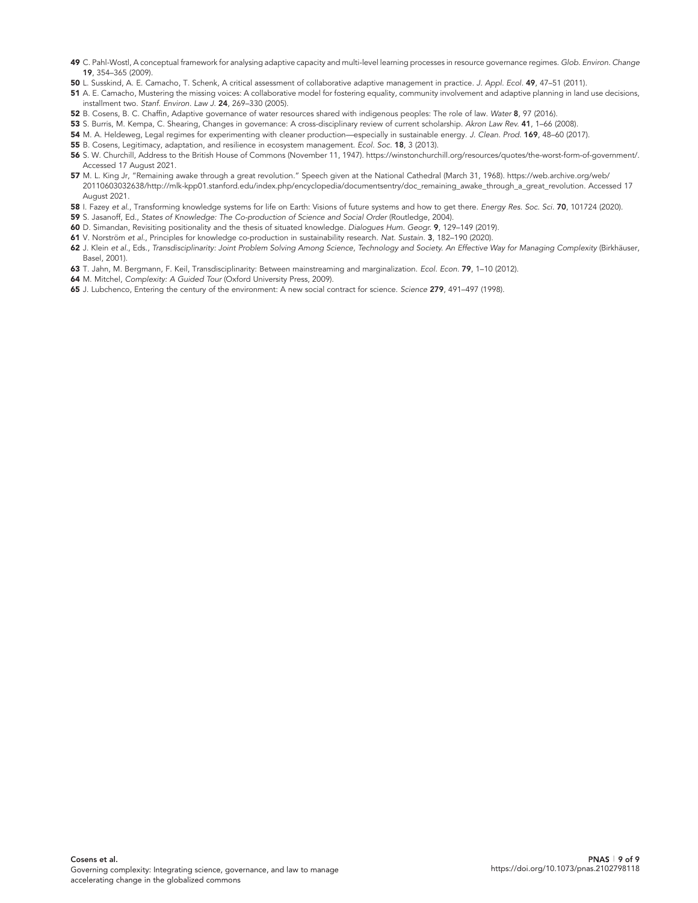**49** C. Pahl-Wostl, A conceptual framework for analysing adaptive capacity and multi-level learning processes in resource governance regimes. *Glob. Environ. Change* **19**, 354–365 (2009).

**50** L. Susskind, A. E. Camacho, T. Schenk, A critical assessment of collaborative adaptive management in practice. *J. Appl. Ecol.* **49**, 47–51 (2011).

**51** A. E. Camacho, Mustering the missing voices: A collaborative model for fostering equality, community involvement and adaptive planning in land use decisions, installment two. *Stanf. Environ. Law J.* **24**, 269–330 (2005).

**52** B. Cosens, B. C. Chaffin, Adaptive governance of water resources shared with indigenous peoples: The role of law. *Water* **8**, 97 (2016).

**53** S. Burris, M. Kempa, C. Shearing, Changes in governance: A cross-disciplinary review of current scholarship. *Akron Law Rev.* **41**, 1–66 (2008).

**54** M. A. Heldeweg, Legal regimes for experimenting with cleaner production—especially in sustainable energy. *J. Clean. Prod.* **169**, 48–60 (2017).

**55** B. Cosens, Legitimacy, adaptation, and resilience in ecosystem management. *Ecol. Soc.* **18**, 3 (2013).

**56** S. W. Churchill, Address to the British House of Commons (November 11, 1947). https://winstonchurchill.org/resources/quotes/the-worst-form-of-government/. Accessed 17 August 2021.

**57** M. L. King Jr, "Remaining awake through a great revolution." Speech given at the National Cathedral (March 31, 1968). https://web.archive.org/web/20110603032638/http://mlk-kpp01.stanford.edu/index.php/encyclopedia/documentsentry/doc_remaining_awake_through_a_great_revolution. Accessed 17 August 2021.

**58** I. Fazey *et al.*, Transforming knowledge systems for life on Earth: Visions of future systems and how to get there. *Energy Res. Soc. Sci.* **70**, 101724 (2020).

**59** S. Jasanoff, Ed., *States of Knowledge: The Co-production of Science and Social Order* (Routledge, 2004).

**60** D. Simandan, Revisiting positionality and the thesis of situated knowledge. *Dialogues Hum. Geogr.* **9**, 129–149 (2019).

**61** V. Norström *et al.*, Principles for knowledge co-production in sustainability research. *Nat. Sustain.* **3**, 182–190 (2020).

**62** J. Klein *et al.*, Eds., *Transdisciplinarity: Joint Problem Solving Among Science, Technology and Society. An Effective Way for Managing Complexity* (Birkhäuser, Basel, 2001).

**63** T. Jahn, M. Bergmann, F. Keil, Transdisciplinarity: Between mainstreaming and marginalization. *Ecol. Econ.* **79**, 1–10 (2012).

**64** M. Mitchel, *Complexity: A Guided Tour* (Oxford University Press, 2009).

**65** J. Lubchenco, Entering the century of the environment: A new social contract for science. *Science* **279**, 491–497 (1998).